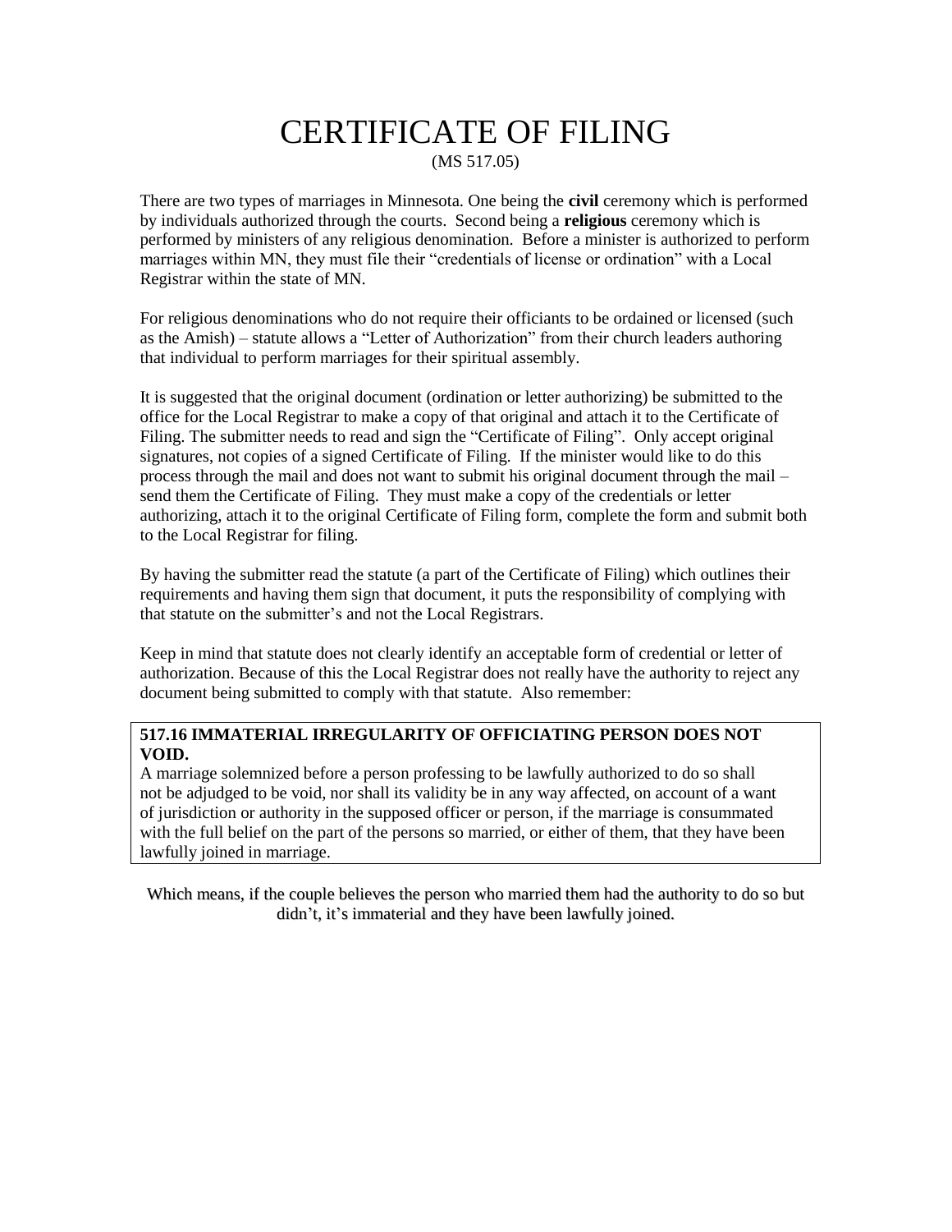# CERTIFICATE OF FILING

(MS 517.05)

There are two types of marriages in Minnesota. One being the **civil** ceremony which is performed by individuals authorized through the courts. Second being a **religious** ceremony which is performed by ministers of any religious denomination. Before a minister is authorized to perform marriages within MN, they must file their "credentials of license or ordination" with a Local Registrar within the state of MN.

For religious denominations who do not require their officiants to be ordained or licensed (such as the Amish) – statute allows a "Letter of Authorization" from their church leaders authoring that individual to perform marriages for their spiritual assembly.

It is suggested that the original document (ordination or letter authorizing) be submitted to the office for the Local Registrar to make a copy of that original and attach it to the Certificate of Filing. The submitter needs to read and sign the "Certificate of Filing". Only accept original signatures, not copies of a signed Certificate of Filing. If the minister would like to do this process through the mail and does not want to submit his original document through the mail – send them the Certificate of Filing. They must make a copy of the credentials or letter authorizing, attach it to the original Certificate of Filing form, complete the form and submit both to the Local Registrar for filing.

By having the submitter read the statute (a part of the Certificate of Filing) which outlines their requirements and having them sign that document, it puts the responsibility of complying with that statute on the submitter's and not the Local Registrars.

Keep in mind that statute does not clearly identify an acceptable form of credential or letter of authorization. Because of this the Local Registrar does not really have the authority to reject any document being submitted to comply with that statute. Also remember:

> **517.16 IMMATERIAL IRREGULARITY OF OFFICIATING PERSON DOES NOT VOID.**
> A marriage solemnized before a person professing to be lawfully authorized to do so shall not be adjudged to be void, nor shall its validity be in any way affected, on account of a want of jurisdiction or authority in the supposed officer or person, if the marriage is consummated with the full belief on the part of the persons so married, or either of them, that they have been lawfully joined in marriage.

Which means, if the couple believes the person who married them had the authority to do so but didn't, it's immaterial and they have been lawfully joined.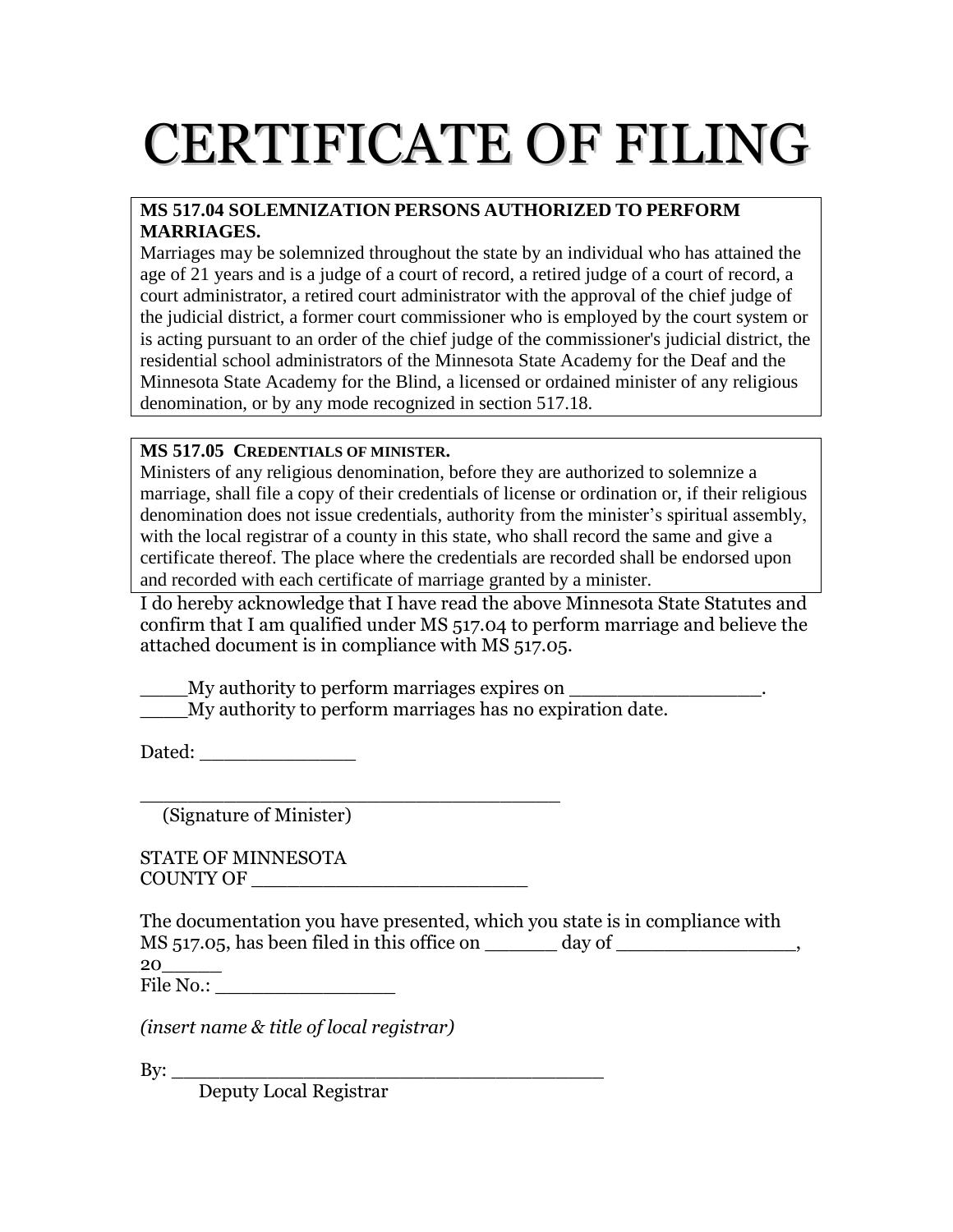# CERTIFICATE OF FILING

**MS 517.04 SOLEMNIZATION PERSONS AUTHORIZED TO PERFORM MARRIAGES.**
Marriages may be solemnized throughout the state by an individual who has attained the age of 21 years and is a judge of a court of record, a retired judge of a court of record, a court administrator, a retired court administrator with the approval of the chief judge of the judicial district, a former court commissioner who is employed by the court system or is acting pursuant to an order of the chief judge of the commissioner's judicial district, the residential school administrators of the Minnesota State Academy for the Deaf and the Minnesota State Academy for the Blind, a licensed or ordained minister of any religious denomination, or by any mode recognized in section 517.18.

**MS 517.05 CREDENTIALS OF MINISTER.**
Ministers of any religious denomination, before they are authorized to solemnize a marriage, shall file a copy of their credentials of license or ordination or, if their religious denomination does not issue credentials, authority from the minister's spiritual assembly, with the local registrar of a county in this state, who shall record the same and give a certificate thereof. The place where the credentials are recorded shall be endorsed upon and recorded with each certificate of marriage granted by a minister.

I do hereby acknowledge that I have read the above Minnesota State Statutes and confirm that I am qualified under MS 517.04 to perform marriage and believe the attached document is in compliance with MS 517.05.

____My authority to perform marriages expires on ________________.
____My authority to perform marriages has no expiration date.

Dated: _____________

____________________________________
(Signature of Minister)

STATE OF MINNESOTA
COUNTY OF ______________________

The documentation you have presented, which you state is in compliance with MS 517.05, has been filed in this office on ______ day of _______________, 20_____
File No.: _______________

*(insert name & title of local registrar)*

By: _____________________________________
Deputy Local Registrar